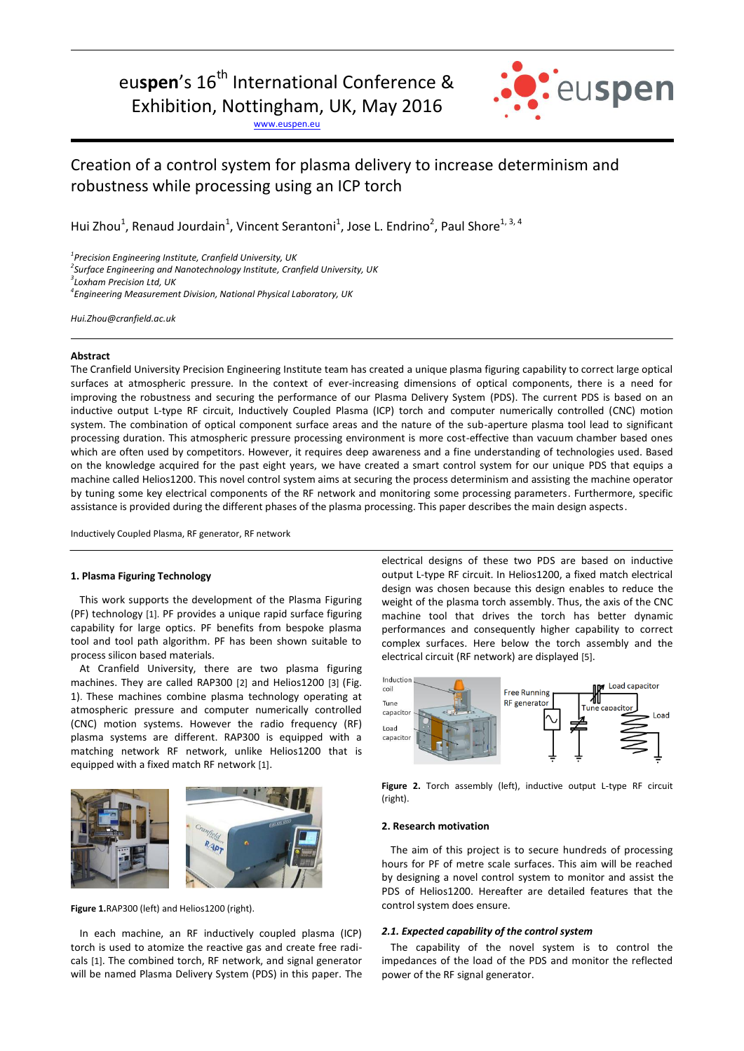euspen's 16th International Conference & Exhibition, Nottingham, UK, May 2016

www.euspen.eu

# Creation of a control system for plasma delivery to increase determinism and robustness while processing using an ICP torch

Hui Zhou[1], Renaud Jourdain[1], Vincent Serantoni[1], Jose L. Endrino[2], Paul Shore[1, 3, 4]

[1]*Precision Engineering Institute, Cranfield University, UK*
[2]*Surface Engineering and Nanotechnology Institute, Cranfield University, UK*
[3]*Loxham Precision Ltd, UK*
[4]*Engineering Measurement Division, National Physical Laboratory, UK*

*Hui.Zhou@cranfield.ac.uk*

**Abstract**

The Cranfield University Precision Engineering Institute team has created a unique plasma figuring capability to correct large optical surfaces at atmospheric pressure. In the context of ever-increasing dimensions of optical components, there is a need for improving the robustness and securing the performance of our Plasma Delivery System (PDS). The current PDS is based on an inductive output L-type RF circuit, Inductively Coupled Plasma (ICP) torch and computer numerically controlled (CNC) motion system. The combination of optical component surface areas and the nature of the sub-aperture plasma tool lead to significant processing duration. This atmospheric pressure processing environment is more cost-effective than vacuum chamber based ones which are often used by competitors. However, it requires deep awareness and a fine understanding of technologies used. Based on the knowledge acquired for the past eight years, we have created a smart control system for our unique PDS that equips a machine called Helios1200. This novel control system aims at securing the process determinism and assisting the machine operator by tuning some key electrical components of the RF network and monitoring some processing parameters. Furthermore, specific assistance is provided during the different phases of the plasma processing. This paper describes the main design aspects.

Inductively Coupled Plasma, RF generator, RF network

## 1. Plasma Figuring Technology

This work supports the development of the Plasma Figuring (PF) technology [1]. PF provides a unique rapid surface figuring capability for large optics. PF benefits from bespoke plasma tool and tool path algorithm. PF has been shown suitable to process silicon based materials.

At Cranfield University, there are two plasma figuring machines. They are called RAP300 [2] and Helios1200 [3] (Fig. 1). These machines combine plasma technology operating at atmospheric pressure and computer numerically controlled (CNC) motion systems. However the radio frequency (RF) plasma systems are different. RAP300 is equipped with a matching network RF network, unlike Helios1200 that is equipped with a fixed match RF network [1].

**Figure 1.** RAP300 (left) and Helios1200 (right).

In each machine, an RF inductively coupled plasma (ICP) torch is used to atomize the reactive gas and create free radicals [1]. The combined torch, RF network, and signal generator will be named Plasma Delivery System (PDS) in this paper. The electrical designs of these two PDS are based on inductive output L-type RF circuit. In Helios1200, a fixed match electrical design was chosen because this design enables to reduce the weight of the plasma torch assembly. Thus, the axis of the CNC machine tool that drives the torch has better dynamic performances and consequently higher capability to correct complex surfaces. Here below the torch assembly and the electrical circuit (RF network) are displayed [5].

**Figure 2.** Torch assembly (left), inductive output L-type RF circuit (right).

## 2. Research motivation

The aim of this project is to secure hundreds of processing hours for PF of metre scale surfaces. This aim will be reached by designing a novel control system to monitor and assist the PDS of Helios1200. Hereafter are detailed features that the control system does ensure.

### *2.1. Expected capability of the control system*

The capability of the novel system is to control the impedances of the load of the PDS and monitor the reflected power of the RF signal generator.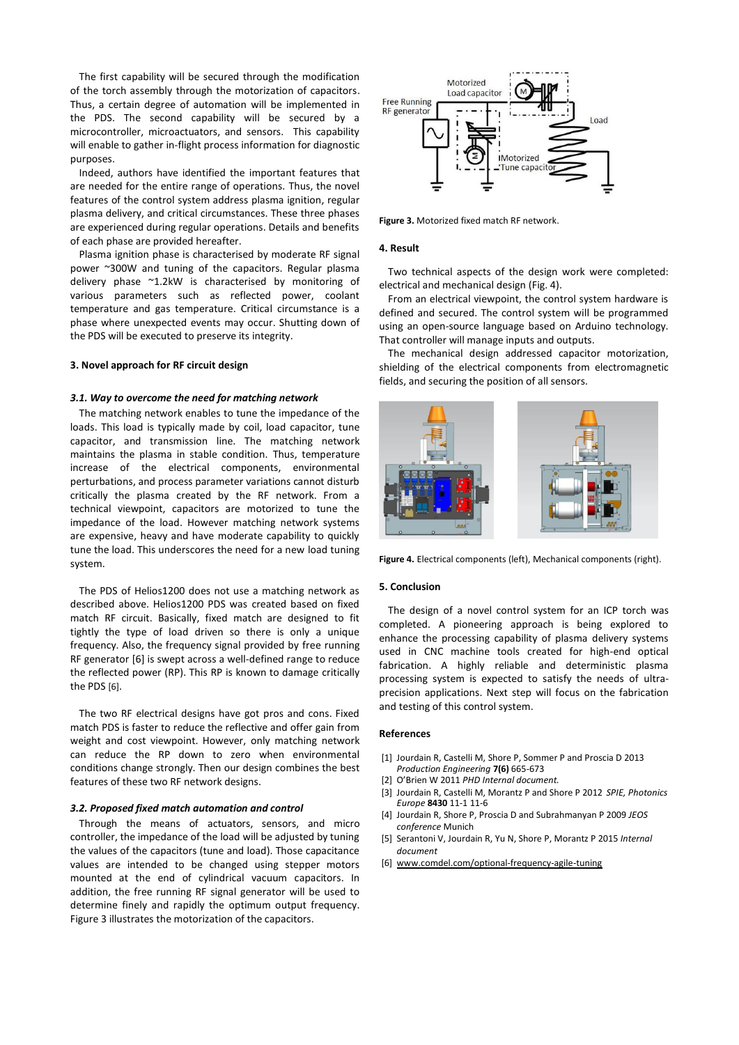The first capability will be secured through the modification of the torch assembly through the motorization of capacitors. Thus, a certain degree of automation will be implemented in the PDS. The second capability will be secured by a microcontroller, microactuators, and sensors. This capability will enable to gather in-flight process information for diagnostic purposes.

Indeed, authors have identified the important features that are needed for the entire range of operations. Thus, the novel features of the control system address plasma ignition, regular plasma delivery, and critical circumstances. These three phases are experienced during regular operations. Details and benefits of each phase are provided hereafter.

Plasma ignition phase is characterised by moderate RF signal power ~300W and tuning of the capacitors. Regular plasma delivery phase ~1.2kW is characterised by monitoring of various parameters such as reflected power, coolant temperature and gas temperature. Critical circumstance is a phase where unexpected events may occur. Shutting down of the PDS will be executed to preserve its integrity.

## 3. Novel approach for RF circuit design

### *3.1. Way to overcome the need for matching network*

The matching network enables to tune the impedance of the loads. This load is typically made by coil, load capacitor, tune capacitor, and transmission line. The matching network maintains the plasma in stable condition. Thus, temperature increase of the electrical components, environmental perturbations, and process parameter variations cannot disturb critically the plasma created by the RF network. From a technical viewpoint, capacitors are motorized to tune the impedance of the load. However matching network systems are expensive, heavy and have moderate capability to quickly tune the load. This underscores the need for a new load tuning system.

The PDS of Helios1200 does not use a matching network as described above. Helios1200 PDS was created based on fixed match RF circuit. Basically, fixed match are designed to fit tightly the type of load driven so there is only a unique frequency. Also, the frequency signal provided by free running RF generator [6] is swept across a well-defined range to reduce the reflected power (RP). This RP is known to damage critically the PDS [6].

The two RF electrical designs have got pros and cons. Fixed match PDS is faster to reduce the reflective and offer gain from weight and cost viewpoint. However, only matching network can reduce the RP down to zero when environmental conditions change strongly. Then our design combines the best features of these two RF network designs.

### *3.2. Proposed fixed match automation and control*

Through the means of actuators, sensors, and micro controller, the impedance of the load will be adjusted by tuning the values of the capacitors (tune and load). Those capacitance values are intended to be changed using stepper motors mounted at the end of cylindrical vacuum capacitors. In addition, the free running RF signal generator will be used to determine finely and rapidly the optimum output frequency. Figure 3 illustrates the motorization of the capacitors.

Motorized
Load capacitor
Free Running
RF generator
Load
Motorized
Tune capacitor

**Figure 3.** Motorized fixed match RF network.

## 4. Result

Two technical aspects of the design work were completed: electrical and mechanical design (Fig. 4).

From an electrical viewpoint, the control system hardware is defined and secured. The control system will be programmed using an open-source language based on Arduino technology. That controller will manage inputs and outputs.

The mechanical design addressed capacitor motorization, shielding of the electrical components from electromagnetic fields, and securing the position of all sensors.

**Figure 4.** Electrical components (left), Mechanical components (right).

## 5. Conclusion

The design of a novel control system for an ICP torch was completed. A pioneering approach is being explored to enhance the processing capability of plasma delivery systems used in CNC machine tools created for high-end optical fabrication. A highly reliable and deterministic plasma processing system is expected to satisfy the needs of ultra-precision applications. Next step will focus on the fabrication and testing of this control system.

## References

[1] Jourdain R, Castelli M, Shore P, Sommer P and Proscia D 2013 *Production Engineering* **7(6)** 665-673
[2] O'Brien W 2011 *PHD Internal document.*
[3] Jourdain R, Castelli M, Morantz P and Shore P 2012 *SPIE, Photonics Europe* **8430** 11-1 11-6
[4] Jourdain R, Shore P, Proscia D and Subrahmanyan P 2009 *JEOS conference* Munich
[5] Serantoni V, Jourdain R, Yu N, Shore P, Morantz P 2015 *Internal document*
[6] www.comdel.com/optional-frequency-agile-tuning